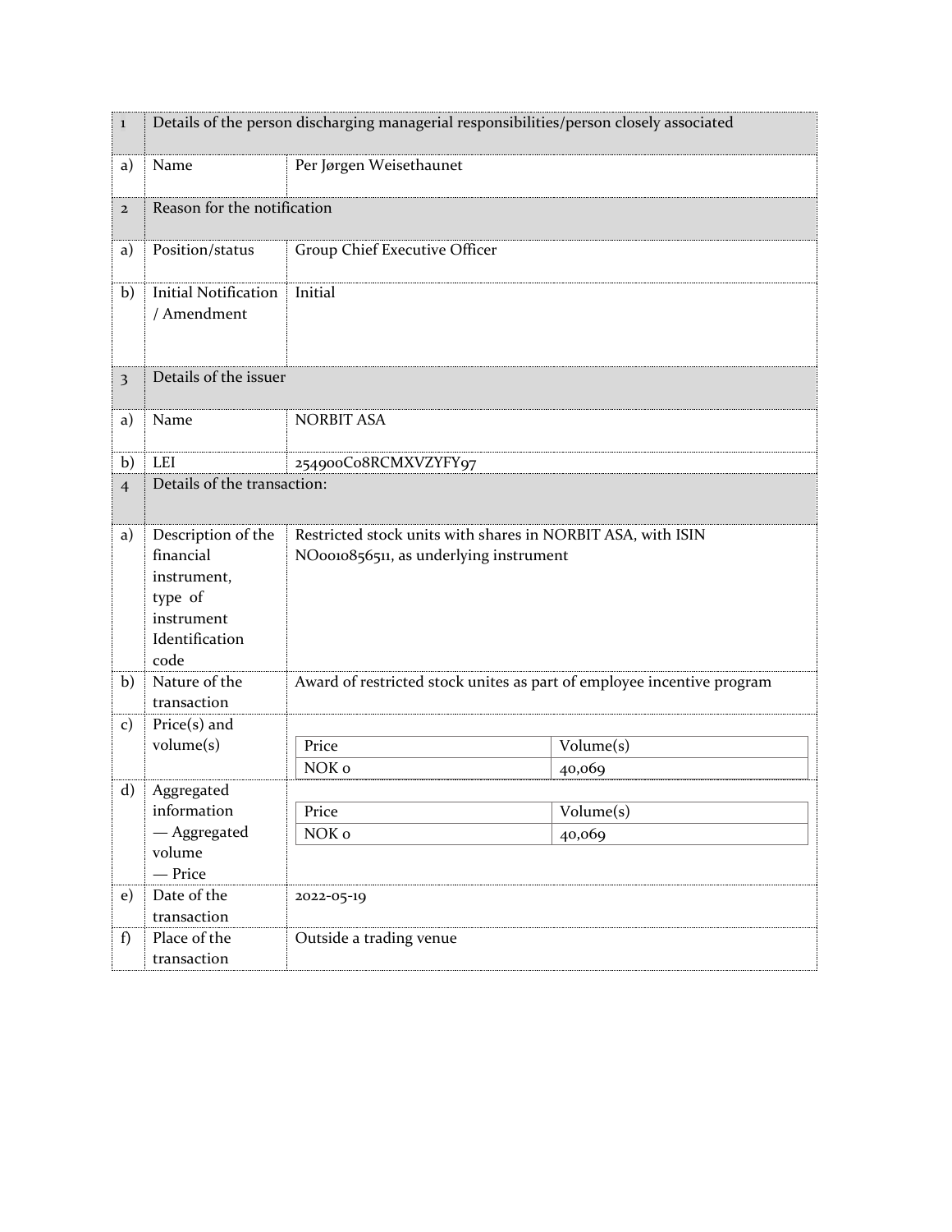| 1 | Details of the person discharging managerial responsibilities/person closely associated | |
|---|---|---|
| a) | Name | Per Jørgen Weisethaunet |
| 2 | Reason for the notification | |
| a) | Position/status | Group Chief Executive Officer |
| b) | Initial Notification / Amendment | Initial |
| 3 | Details of the issuer | |
| a) | Name | NORBIT ASA |
| b) | LEI | 254900C08RCMXVZYFY97 |
| 4 | Details of the transaction: | |
| a) | Description of the financial instrument, type of instrument Identification code | Restricted stock units with shares in NORBIT ASA, with ISIN NO0010856511, as underlying instrument |
| b) | Nature of the transaction | Award of restricted stock unites as part of employee incentive program |
| c) | Price(s) and volume(s) | Price: NOK 0 / Volume(s): 40,069 |
| d) | Aggregated information — Aggregated volume — Price | Price: NOK 0 / Volume(s): 40,069 |
| e) | Date of the transaction | 2022-05-19 |
| f) | Place of the transaction | Outside a trading venue |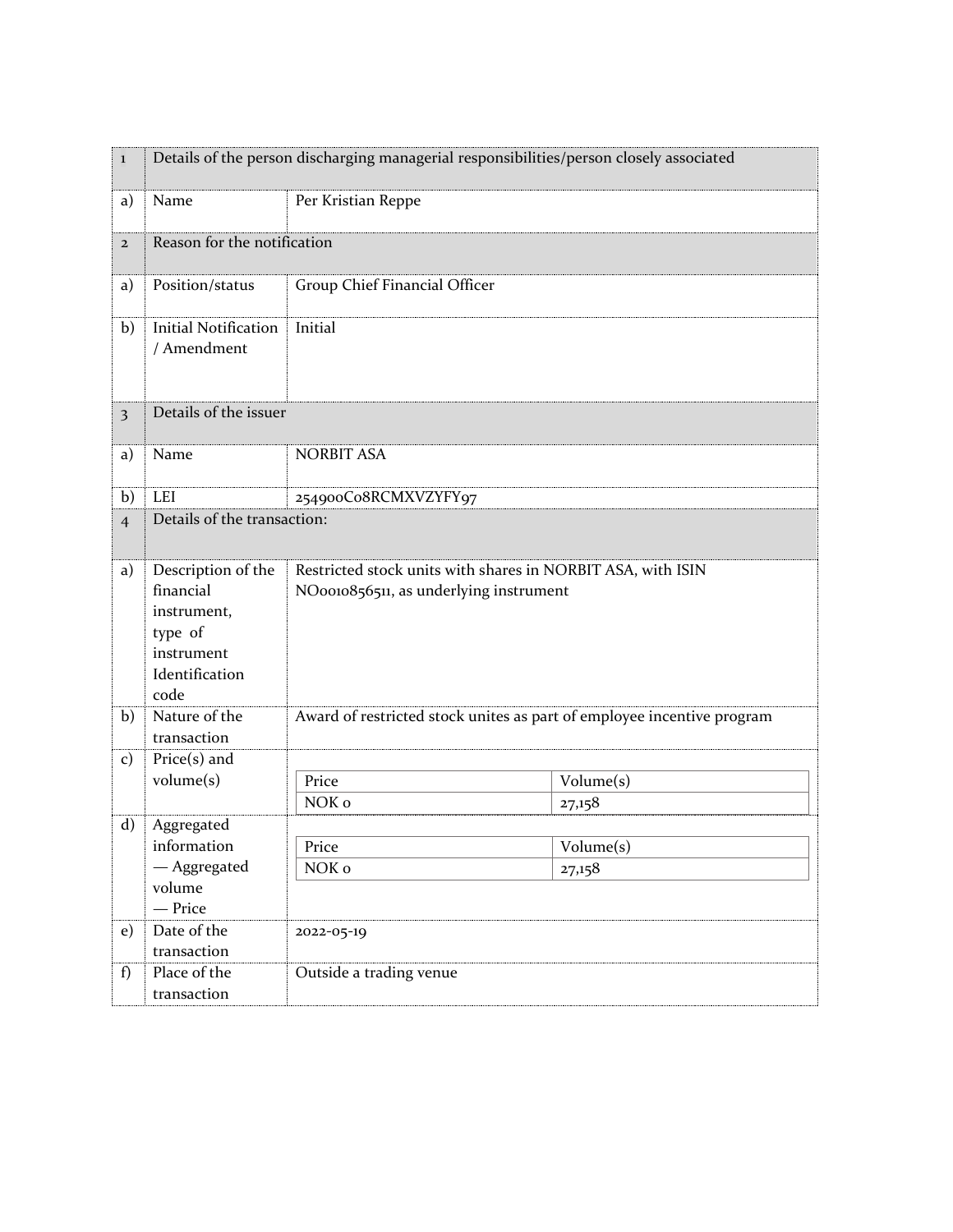| 1 | Details of the person discharging managerial responsibilities/person closely associated | |
|---|---|---|
| a) | Name | Per Kristian Reppe |
| 2 | Reason for the notification | |
| a) | Position/status | Group Chief Financial Officer |
| b) | Initial Notification / Amendment | Initial |
| 3 | Details of the issuer | |
| a) | Name | NORBIT ASA |
| b) | LEI | 254900C08RCMXVZYFY97 |
| 4 | Details of the transaction: | |
| a) | Description of the financial instrument, type of instrument Identification code | Restricted stock units with shares in NORBIT ASA, with ISIN NO0010856511, as underlying instrument |
| b) | Nature of the transaction | Award of restricted stock unites as part of employee incentive program |
| c) | Price(s) and volume(s) | Price: NOK 0 / Volume(s): 27,158 |
| d) | Aggregated information — Aggregated volume — Price | Price: NOK 0 / Volume(s): 27,158 |
| e) | Date of the transaction | 2022-05-19 |
| f) | Place of the transaction | Outside a trading venue |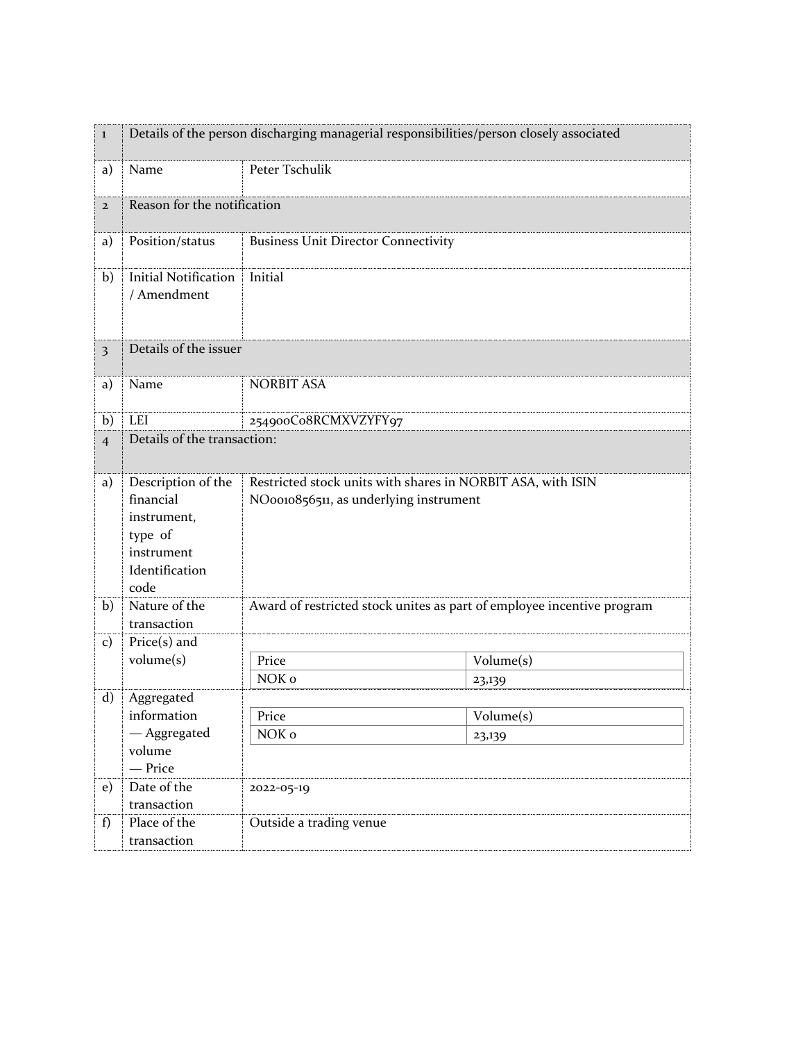| 1 | Details of the person discharging managerial responsibilities/person closely associated | |
|---|---|---|
| a) | Name | Peter Tschulik |
| 2 | Reason for the notification | |
| a) | Position/status | Business Unit Director Connectivity |
| b) | Initial Notification / Amendment | Initial |
| 3 | Details of the issuer | |
| a) | Name | NORBIT ASA |
| b) | LEI | 254900C08RCMXVZYFY97 |
| 4 | Details of the transaction: | |
| a) | Description of the financial instrument, type of instrument Identification code | Restricted stock units with shares in NORBIT ASA, with ISIN NO0010856511, as underlying instrument |
| b) | Nature of the transaction | Award of restricted stock unites as part of employee incentive program |
| c) | Price(s) and volume(s) | Price: NOK 0 — Volume(s): 23,139 |
| d) | Aggregated information — Aggregated volume — Price | Price: NOK 0 — Volume(s): 23,139 |
| e) | Date of the transaction | 2022-05-19 |
| f) | Place of the transaction | Outside a trading venue |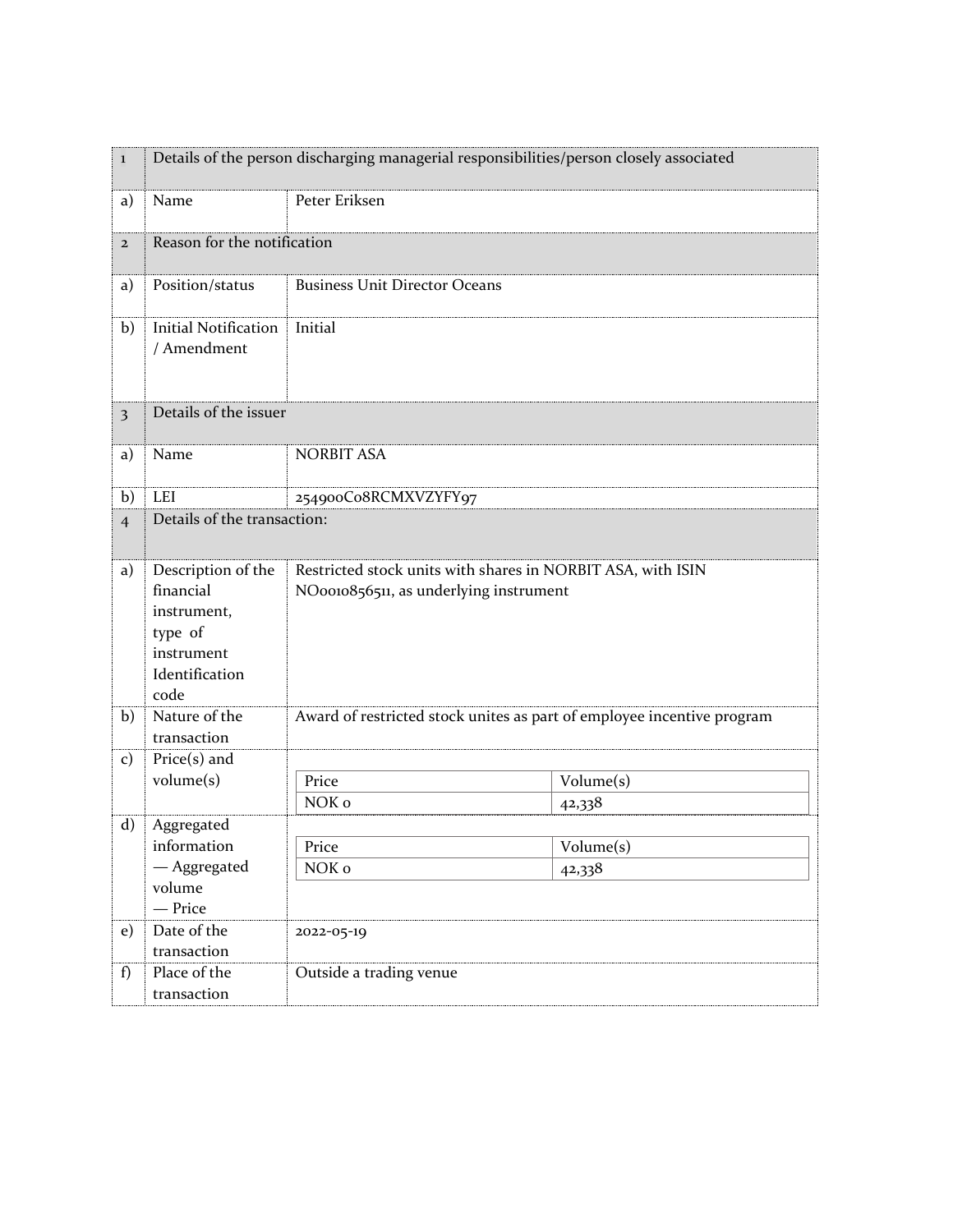| 1 | Details of the person discharging managerial responsibilities/person closely associated | |
|---|---|---|
| a) | Name | Peter Eriksen |
| 2 | Reason for the notification | |
| a) | Position/status | Business Unit Director Oceans |
| b) | Initial Notification / Amendment | Initial |
| 3 | Details of the issuer | |
| a) | Name | NORBIT ASA |
| b) | LEI | 254900C08RCMXVZYFY97 |
| 4 | Details of the transaction: | |
| a) | Description of the financial instrument, type of instrument Identification code | Restricted stock units with shares in NORBIT ASA, with ISIN NO0010856511, as underlying instrument |
| b) | Nature of the transaction | Award of restricted stock unites as part of employee incentive program |
| c) | Price(s) and volume(s) | Price: NOK 0; Volume(s): 42,338 |
| d) | Aggregated information — Aggregated volume — Price | Price: NOK 0; Volume(s): 42,338 |
| e) | Date of the transaction | 2022-05-19 |
| f) | Place of the transaction | Outside a trading venue |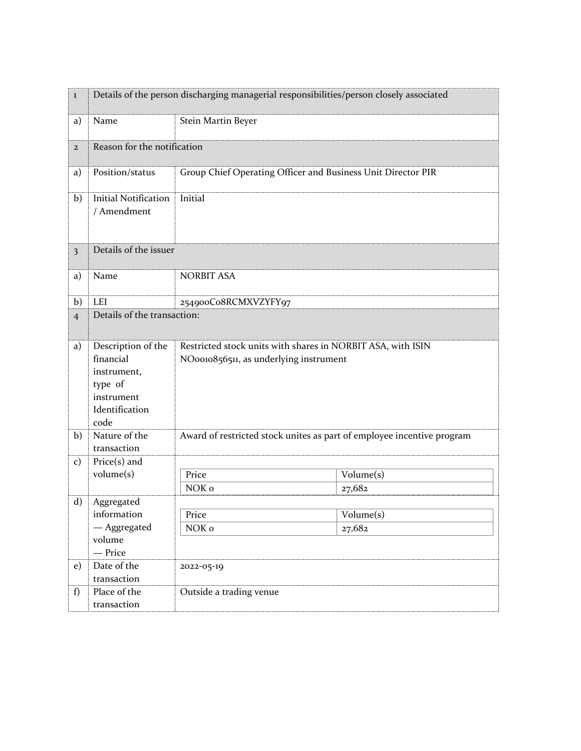| 1 | Details of the person discharging managerial responsibilities/person closely associated | |
|---|---|---|
| a) | Name | Stein Martin Beyer |
| 2 | Reason for the notification | |
| a) | Position/status | Group Chief Operating Officer and Business Unit Director PIR |
| b) | Initial Notification / Amendment | Initial |
| 3 | Details of the issuer | |
| a) | Name | NORBIT ASA |
| b) | LEI | 254900C08RCMXVZYFY97 |
| 4 | Details of the transaction: | |
| a) | Description of the financial instrument, type of instrument Identification code | Restricted stock units with shares in NORBIT ASA, with ISIN NO0010856511, as underlying instrument |
| b) | Nature of the transaction | Award of restricted stock unites as part of employee incentive program |
| c) | Price(s) and volume(s) | Price: NOK 0 — Volume(s): 27,682 |
| d) | Aggregated information — Aggregated volume — Price | Price: NOK 0 — Volume(s): 27,682 |
| e) | Date of the transaction | 2022-05-19 |
| f) | Place of the transaction | Outside a trading venue |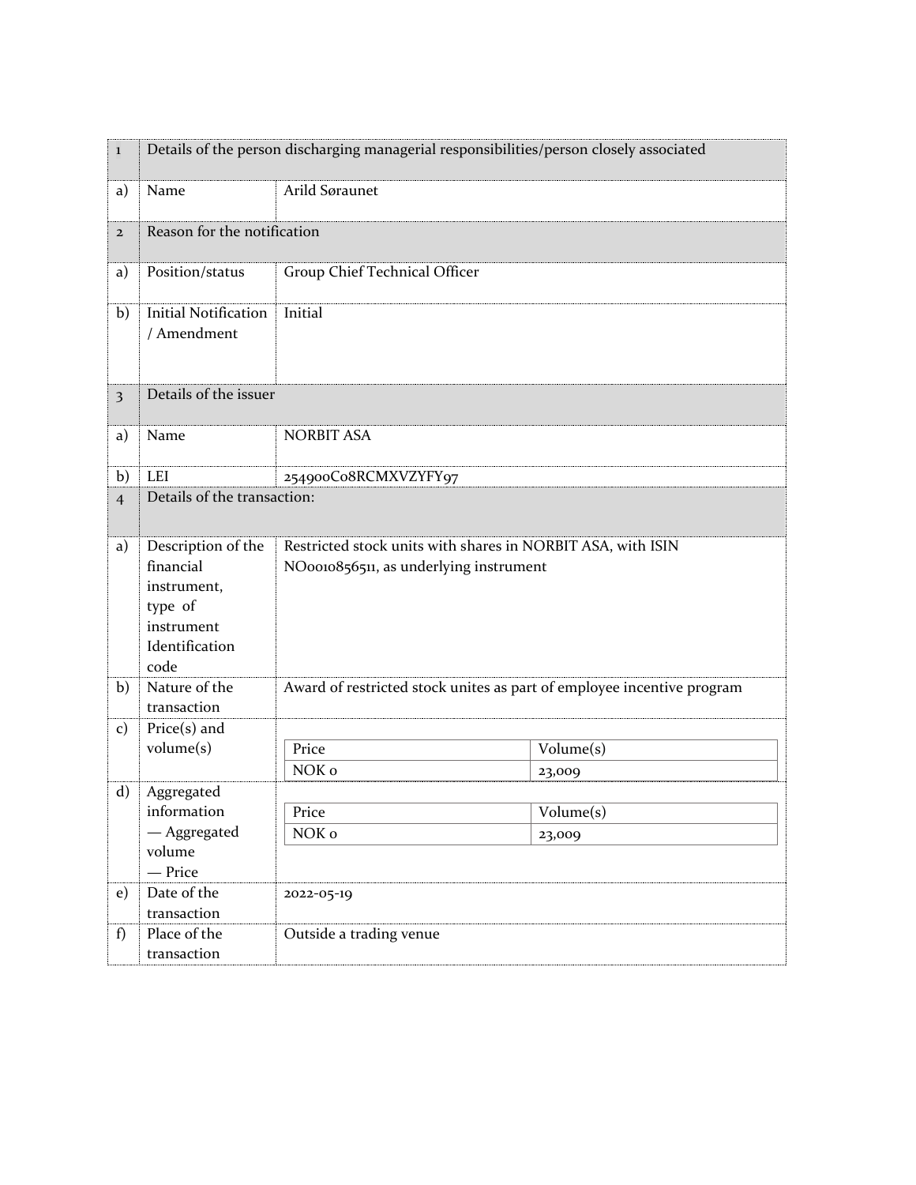| | | |
|---|---|---|
| 1 | Details of the person discharging managerial responsibilities/person closely associated | |
| a) | Name | Arild Søraunet |
| 2 | Reason for the notification | |
| a) | Position/status | Group Chief Technical Officer |
| b) | Initial Notification / Amendment | Initial |
| 3 | Details of the issuer | |
| a) | Name | NORBIT ASA |
| b) | LEI | 254900C08RCMXVZYFY97 |
| 4 | Details of the transaction: | |
| a) | Description of the financial instrument, type of instrument Identification code | Restricted stock units with shares in NORBIT ASA, with ISIN NO0010856511, as underlying instrument |
| b) | Nature of the transaction | Award of restricted stock unites as part of employee incentive program |
| c) | Price(s) and volume(s) | Price: NOK 0 — Volume(s): 23,009 |
| d) | Aggregated information — Aggregated volume — Price | Price: NOK 0 — Volume(s): 23,009 |
| e) | Date of the transaction | 2022-05-19 |
| f) | Place of the transaction | Outside a trading venue |